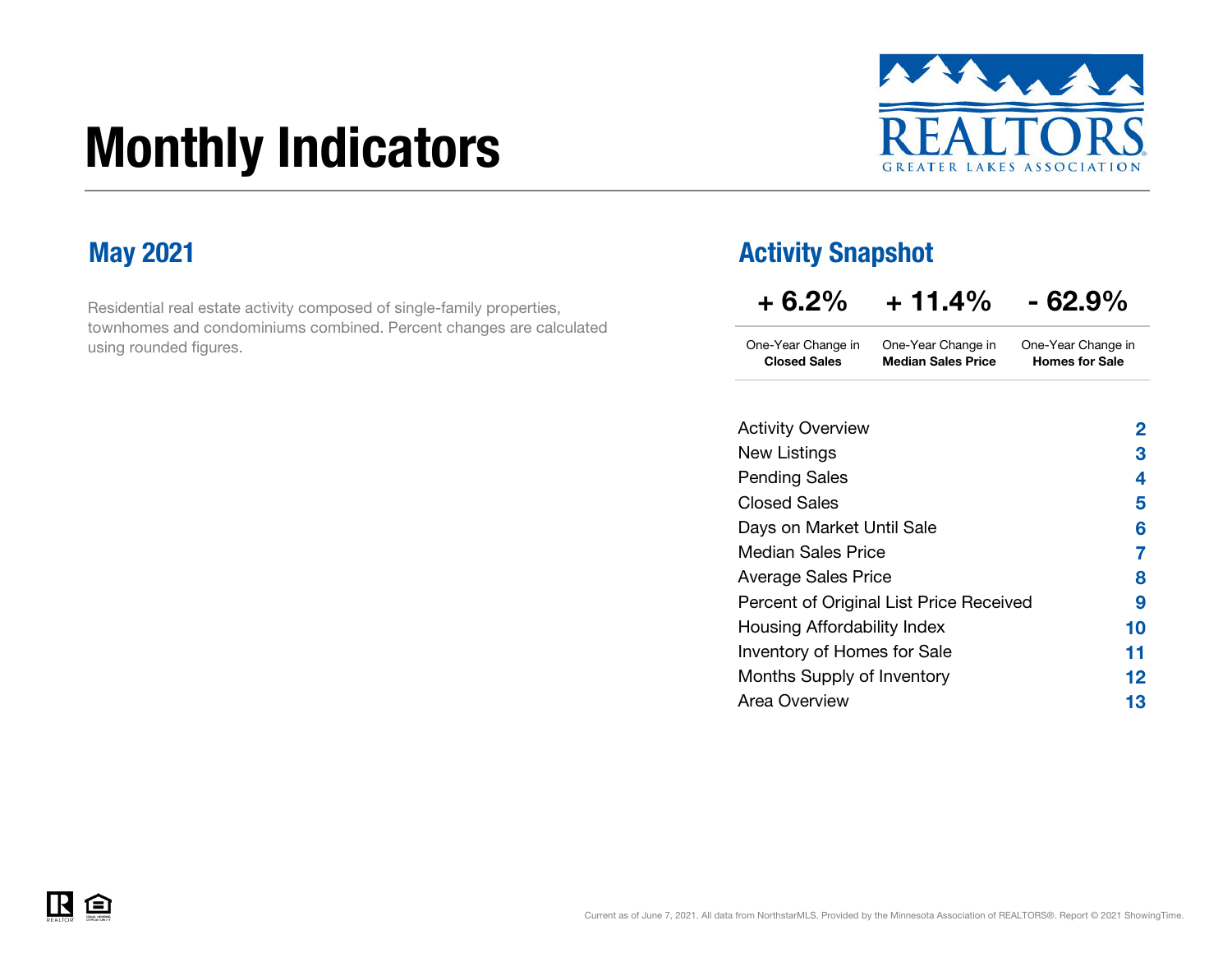# Monthly Indicators

REALTORS GREATER LAKES ASSOCIATION

## May 2021

Residential real estate activity composed of single-family properties, townhomes and condominiums combined. Percent changes are calculated using rounded figures.

## Activity Snapshot

| + 6.2% | + 11.4% | - 62.9% |
|---|---|---|
| One-Year Change in **Closed Sales** | One-Year Change in **Median Sales Price** | One-Year Change in **Homes for Sale** |

| | |
|---|---|
| Activity Overview | 2 |
| New Listings | 3 |
| Pending Sales | 4 |
| Closed Sales | 5 |
| Days on Market Until Sale | 6 |
| Median Sales Price | 7 |
| Average Sales Price | 8 |
| Percent of Original List Price Received | 9 |
| Housing Affordability Index | 10 |
| Inventory of Homes for Sale | 11 |
| Months Supply of Inventory | 12 |
| Area Overview | 13 |

Current as of June 7, 2021. All data from NorthstarMLS. Provided by the Minnesota Association of REALTORS®. Report © 2021 ShowingTime.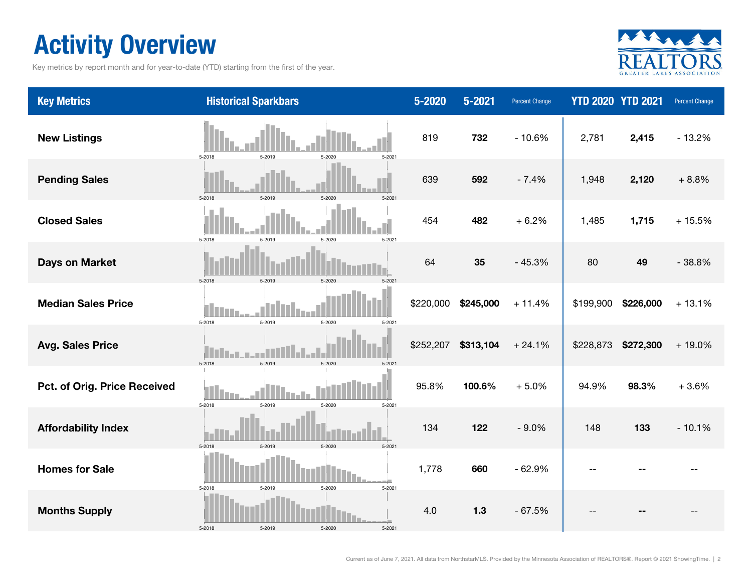# Activity Overview

Key metrics by report month and for year-to-date (YTD) starting from the first of the year.

| Key Metrics | Historical Sparkbars | 5-2020 | 5-2021 | Percent Change | YTD 2020 | YTD 2021 | Percent Change |
|---|---|---|---|---|---|---|---|
| **New Listings** | 5-2018 5-2019 5-2020 5-2021 | 819 | **732** | - 10.6% | 2,781 | **2,415** | - 13.2% |
| **Pending Sales** | 5-2018 5-2019 5-2020 5-2021 | 639 | **592** | - 7.4% | 1,948 | **2,120** | + 8.8% |
| **Closed Sales** | 5-2018 5-2019 5-2020 5-2021 | 454 | **482** | + 6.2% | 1,485 | **1,715** | + 15.5% |
| **Days on Market** | 5-2018 5-2019 5-2020 5-2021 | 64 | **35** | - 45.3% | 80 | **49** | - 38.8% |
| **Median Sales Price** | 5-2018 5-2019 5-2020 5-2021 | $220,000 | **$245,000** | + 11.4% | $199,900 | **$226,000** | + 13.1% |
| **Avg. Sales Price** | 5-2018 5-2019 5-2020 5-2021 | $252,207 | **$313,104** | + 24.1% | $228,873 | **$272,300** | + 19.0% |
| **Pct. of Orig. Price Received** | 5-2018 5-2019 5-2020 5-2021 | 95.8% | **100.6%** | + 5.0% | 94.9% | **98.3%** | + 3.6% |
| **Affordability Index** | 5-2018 5-2019 5-2020 5-2021 | 134 | **122** | - 9.0% | 148 | **133** | - 10.1% |
| **Homes for Sale** | 5-2018 5-2019 5-2020 5-2021 | 1,778 | **660** | - 62.9% | -- | **--** | -- |
| **Months Supply** | 5-2018 5-2019 5-2020 5-2021 | 4.0 | **1.3** | - 67.5% | -- | **--** | -- |

Current as of June 7, 2021. All data from NorthstarMLS. Provided by the Minnesota Association of REALTORS®. Report © 2021 ShowingTime.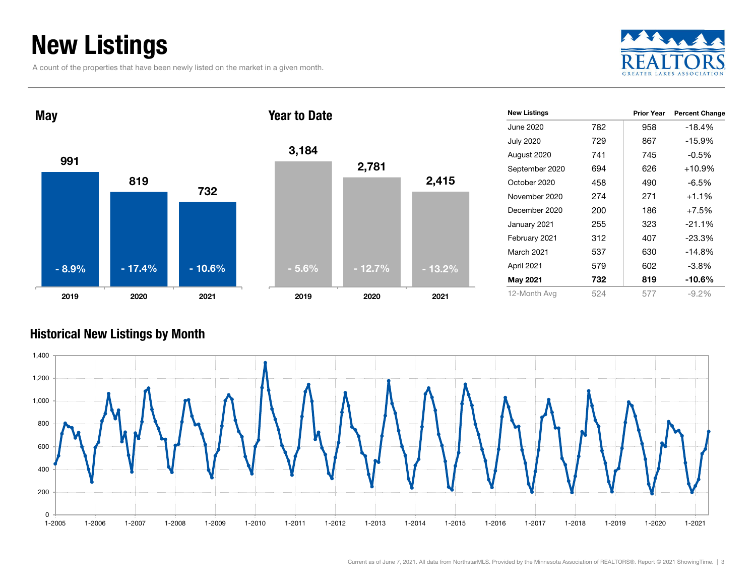# New Listings

A count of the properties that have been newly listed on the market in a given month.

## May

| Year | New Listings | Percent Change |
|---|---|---|
| 2019 | 991 | - 8.9% |
| 2020 | 819 | - 17.4% |
| 2021 | 732 | - 10.6% |

## Year to Date

| Year | New Listings | Percent Change |
|---|---|---|
| 2019 | 3,184 | - 5.6% |
| 2020 | 2,781 | - 12.7% |
| 2021 | 2,415 | - 13.2% |

| New Listings | | Prior Year | Percent Change |
|---|---|---|---|
| June 2020 | 782 | 958 | -18.4% |
| July 2020 | 729 | 867 | -15.9% |
| August 2020 | 741 | 745 | -0.5% |
| September 2020 | 694 | 626 | +10.9% |
| October 2020 | 458 | 490 | -6.5% |
| November 2020 | 274 | 271 | +1.1% |
| December 2020 | 200 | 186 | +7.5% |
| January 2021 | 255 | 323 | -21.1% |
| February 2021 | 312 | 407 | -23.3% |
| March 2021 | 537 | 630 | -14.8% |
| April 2021 | 579 | 602 | -3.8% |
| **May 2021** | **732** | **819** | **-10.6%** |
| 12-Month Avg | 524 | 577 | -9.2% |

## Historical New Listings by Month

Current as of June 7, 2021. All data from NorthstarMLS. Provided by the Minnesota Association of REALTORS®. Report © 2021 ShowingTime.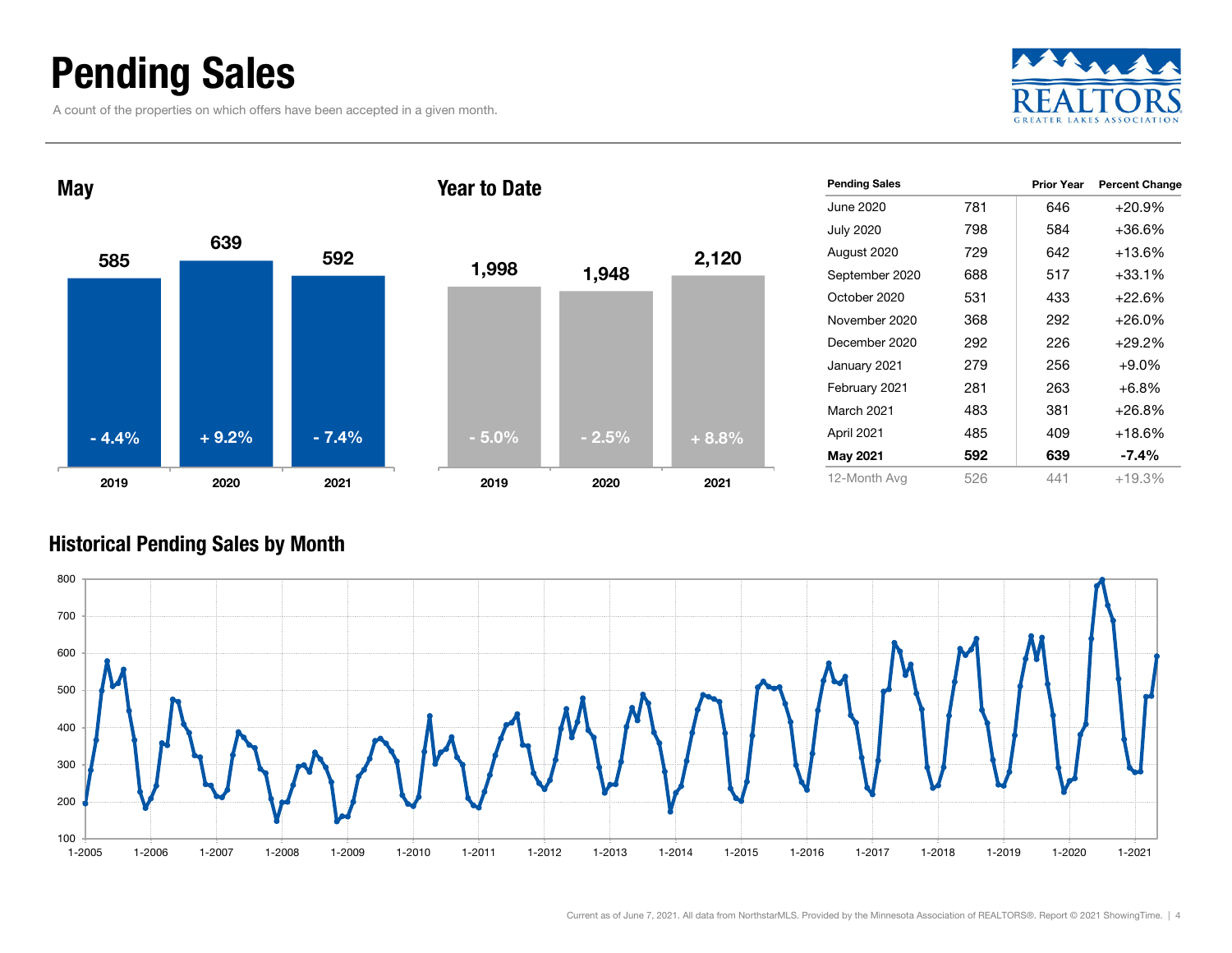# Pending Sales

A count of the properties on which offers have been accepted in a given month.

## May

| | 2019 | 2020 | 2021 |
|---|---|---|---|
| Pending Sales | 585 | 639 | 592 |
| Change | - 4.4% | + 9.2% | - 7.4% |

## Year to Date

| | 2019 | 2020 | 2021 |
|---|---|---|---|
| Pending Sales | 1,998 | 1,948 | 2,120 |
| Change | - 5.0% | - 2.5% | + 8.8% |

| Pending Sales | | Prior Year | Percent Change |
|---|---|---|---|
| June 2020 | 781 | 646 | +20.9% |
| July 2020 | 798 | 584 | +36.6% |
| August 2020 | 729 | 642 | +13.6% |
| September 2020 | 688 | 517 | +33.1% |
| October 2020 | 531 | 433 | +22.6% |
| November 2020 | 368 | 292 | +26.0% |
| December 2020 | 292 | 226 | +29.2% |
| January 2021 | 279 | 256 | +9.0% |
| February 2021 | 281 | 263 | +6.8% |
| March 2021 | 483 | 381 | +26.8% |
| April 2021 | 485 | 409 | +18.6% |
| **May 2021** | **592** | **639** | **-7.4%** |
| 12-Month Avg | 526 | 441 | +19.3% |

## Historical Pending Sales by Month

Current as of June 7, 2021. All data from NorthstarMLS. Provided by the Minnesota Association of REALTORS®. Report © 2021 ShowingTime.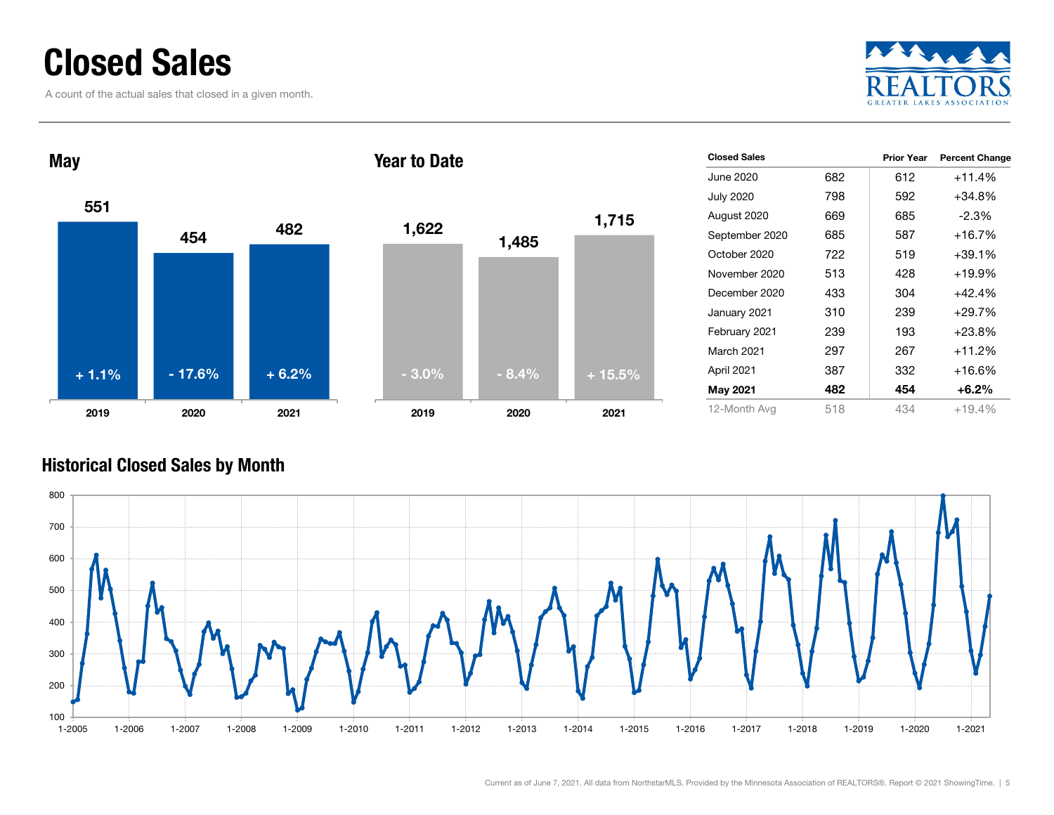# Closed Sales

A count of the actual sales that closed in a given month.

## May

| Year | Closed Sales | Change |
|---|---|---|
| 2019 | 551 | + 1.1% |
| 2020 | 454 | - 17.6% |
| 2021 | 482 | + 6.2% |

## Year to Date

| Year | Closed Sales | Change |
|---|---|---|
| 2019 | 1,622 | - 3.0% |
| 2020 | 1,485 | - 8.4% |
| 2021 | 1,715 | + 15.5% |

| Closed Sales | | Prior Year | Percent Change |
|---|---|---|---|
| June 2020 | 682 | 612 | +11.4% |
| July 2020 | 798 | 592 | +34.8% |
| August 2020 | 669 | 685 | -2.3% |
| September 2020 | 685 | 587 | +16.7% |
| October 2020 | 722 | 519 | +39.1% |
| November 2020 | 513 | 428 | +19.9% |
| December 2020 | 433 | 304 | +42.4% |
| January 2021 | 310 | 239 | +29.7% |
| February 2021 | 239 | 193 | +23.8% |
| March 2021 | 297 | 267 | +11.2% |
| April 2021 | 387 | 332 | +16.6% |
| **May 2021** | **482** | **454** | **+6.2%** |
| 12-Month Avg | 518 | 434 | +19.4% |

## Historical Closed Sales by Month

Current as of June 7, 2021. All data from NorthstarMLS. Provided by the Minnesota Association of REALTORS®. Report © 2021 ShowingTime.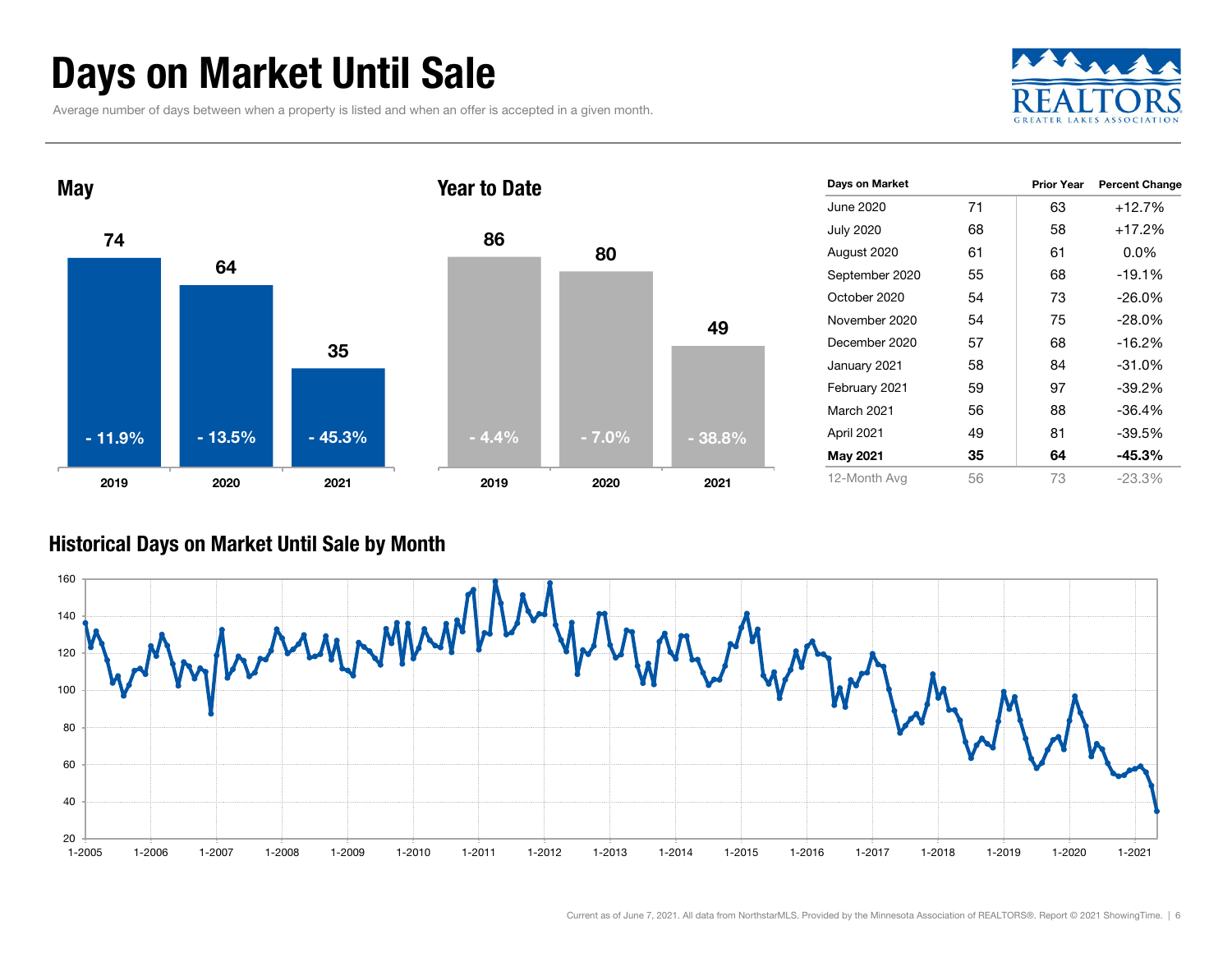# Days on Market Until Sale

Average number of days between when a property is listed and when an offer is accepted in a given month.

## May

| Year | Days on Market | Change |
|---|---|---|
| 2019 | 74 | - 11.9% |
| 2020 | 64 | - 13.5% |
| 2021 | 35 | - 45.3% |

## Year to Date

| Year | Days on Market | Change |
|---|---|---|
| 2019 | 86 | - 4.4% |
| 2020 | 80 | - 7.0% |
| 2021 | 49 | - 38.8% |

| Days on Market | | Prior Year | Percent Change |
|---|---|---|---|
| June 2020 | 71 | 63 | +12.7% |
| July 2020 | 68 | 58 | +17.2% |
| August 2020 | 61 | 61 | 0.0% |
| September 2020 | 55 | 68 | -19.1% |
| October 2020 | 54 | 73 | -26.0% |
| November 2020 | 54 | 75 | -28.0% |
| December 2020 | 57 | 68 | -16.2% |
| January 2021 | 58 | 84 | -31.0% |
| February 2021 | 59 | 97 | -39.2% |
| March 2021 | 56 | 88 | -36.4% |
| April 2021 | 49 | 81 | -39.5% |
| **May 2021** | **35** | **64** | **-45.3%** |
| 12-Month Avg | 56 | 73 | -23.3% |

## Historical Days on Market Until Sale by Month

Current as of June 7, 2021. All data from NorthstarMLS. Provided by the Minnesota Association of REALTORS®. Report © 2021 ShowingTime.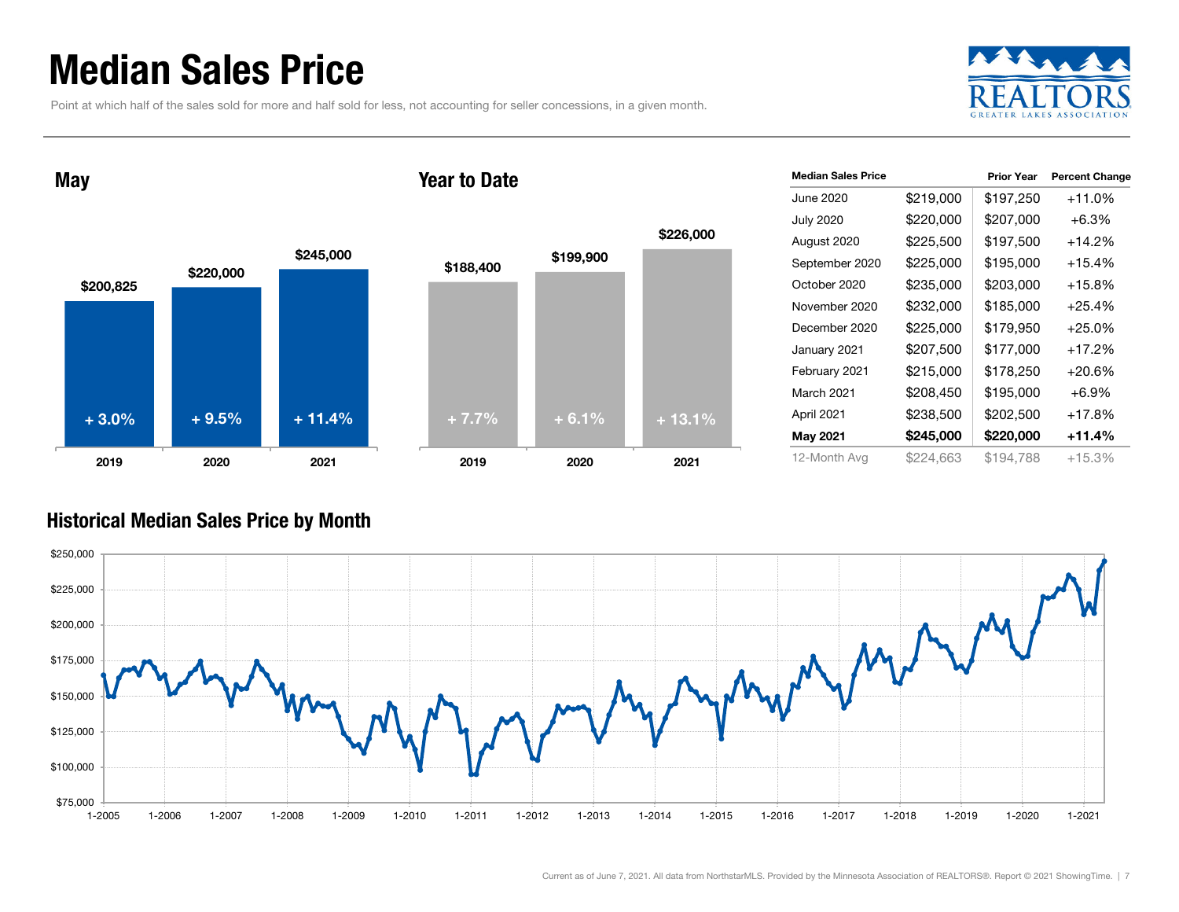# Median Sales Price

Point at which half of the sales sold for more and half sold for less, not accounting for seller concessions, in a given month.

REALTORS GREATER LAKES ASSOCIATION

## May

| | 2019 | 2020 | 2021 |
|---|---|---|---|
| Median Sales Price | $200,825 | $220,000 | $245,000 |
| Change | + 3.0% | + 9.5% | + 11.4% |

## Year to Date

| | 2019 | 2020 | 2021 |
|---|---|---|---|
| Median Sales Price | $188,400 | $199,900 | $226,000 |
| Change | + 7.7% | + 6.1% | + 13.1% |

| Median Sales Price | | Prior Year | Percent Change |
|---|---|---|---|
| June 2020 | $219,000 | $197,250 | +11.0% |
| July 2020 | $220,000 | $207,000 | +6.3% |
| August 2020 | $225,500 | $197,500 | +14.2% |
| September 2020 | $225,000 | $195,000 | +15.4% |
| October 2020 | $235,000 | $203,000 | +15.8% |
| November 2020 | $232,000 | $185,000 | +25.4% |
| December 2020 | $225,000 | $179,950 | +25.0% |
| January 2021 | $207,500 | $177,000 | +17.2% |
| February 2021 | $215,000 | $178,250 | +20.6% |
| March 2021 | $208,450 | $195,000 | +6.9% |
| April 2021 | $238,500 | $202,500 | +17.8% |
| **May 2021** | **$245,000** | **$220,000** | **+11.4%** |
| 12-Month Avg | $224,663 | $194,788 | +15.3% |

## Historical Median Sales Price by Month

Current as of June 7, 2021. All data from NorthstarMLS. Provided by the Minnesota Association of REALTORS®. Report © 2021 ShowingTime.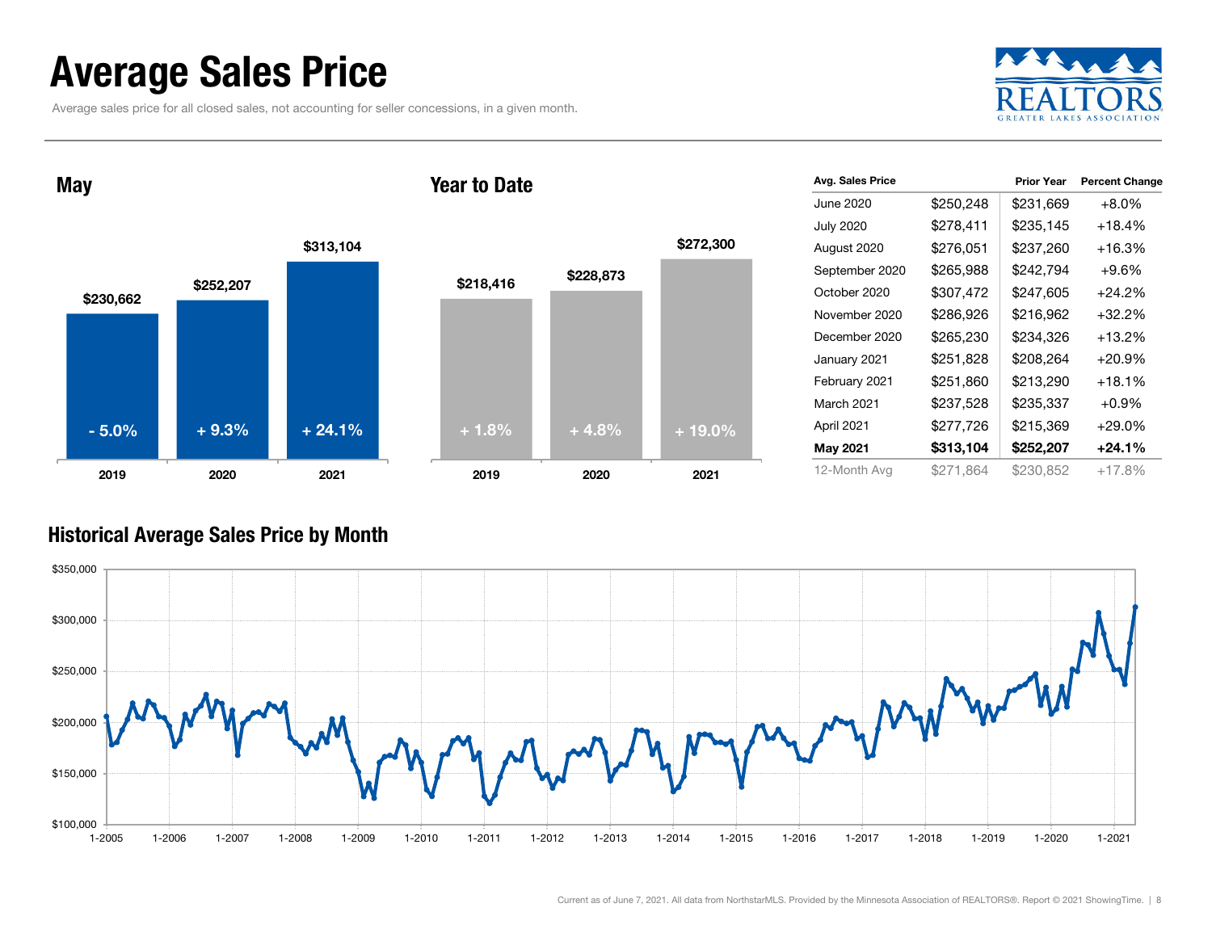# Average Sales Price

Average sales price for all closed sales, not accounting for seller concessions, in a given month.

## May

| Year | Average Sales Price | Change |
|---|---|---|
| 2019 | $230,662 | - 5.0% |
| 2020 | $252,207 | + 9.3% |
| 2021 | $313,104 | + 24.1% |

## Year to Date

| Year | Average Sales Price | Change |
|---|---|---|
| 2019 | $218,416 | + 1.8% |
| 2020 | $228,873 | + 4.8% |
| 2021 | $272,300 | + 19.0% |

| Avg. Sales Price | | Prior Year | Percent Change |
|---|---|---|---|
| June 2020 | $250,248 | $231,669 | +8.0% |
| July 2020 | $278,411 | $235,145 | +18.4% |
| August 2020 | $276,051 | $237,260 | +16.3% |
| September 2020 | $265,988 | $242,794 | +9.6% |
| October 2020 | $307,472 | $247,605 | +24.2% |
| November 2020 | $286,926 | $216,962 | +32.2% |
| December 2020 | $265,230 | $234,326 | +13.2% |
| January 2021 | $251,828 | $208,264 | +20.9% |
| February 2021 | $251,860 | $213,290 | +18.1% |
| March 2021 | $237,528 | $235,337 | +0.9% |
| April 2021 | $277,726 | $215,369 | +29.0% |
| **May 2021** | **$313,104** | **$252,207** | **+24.1%** |
| 12-Month Avg | $271,864 | $230,852 | +17.8% |

## Historical Average Sales Price by Month

Current as of June 7, 2021. All data from NorthstarMLS. Provided by the Minnesota Association of REALTORS®. Report © 2021 ShowingTime.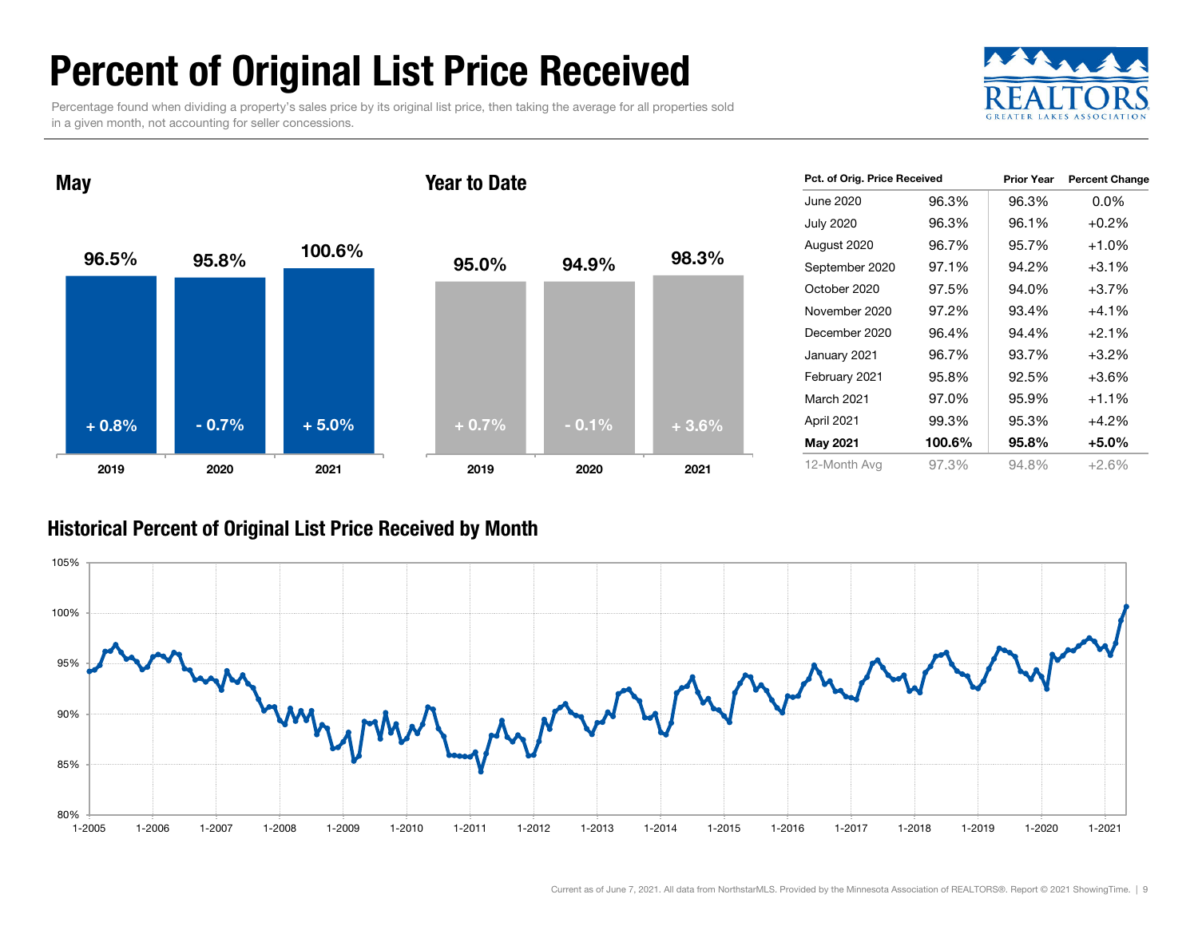# Percent of Original List Price Received

Percentage found when dividing a property's sales price by its original list price, then taking the average for all properties sold in a given month, not accounting for seller concessions.

REALTORS GREATER LAKES ASSOCIATION

## May

| | 2019 | 2020 | 2021 |
|---|---|---|---|
| Pct. of Orig. Price Received | 96.5% | 95.8% | 100.6% |
| Change | + 0.8% | - 0.7% | + 5.0% |

## Year to Date

| | 2019 | 2020 | 2021 |
|---|---|---|---|
| Pct. of Orig. Price Received | 95.0% | 94.9% | 98.3% |
| Change | + 0.7% | - 0.1% | + 3.6% |

| Pct. of Orig. Price Received | | Prior Year | Percent Change |
|---|---|---|---|
| June 2020 | 96.3% | 96.3% | 0.0% |
| July 2020 | 96.3% | 96.1% | +0.2% |
| August 2020 | 96.7% | 95.7% | +1.0% |
| September 2020 | 97.1% | 94.2% | +3.1% |
| October 2020 | 97.5% | 94.0% | +3.7% |
| November 2020 | 97.2% | 93.4% | +4.1% |
| December 2020 | 96.4% | 94.4% | +2.1% |
| January 2021 | 96.7% | 93.7% | +3.2% |
| February 2021 | 95.8% | 92.5% | +3.6% |
| March 2021 | 97.0% | 95.9% | +1.1% |
| April 2021 | 99.3% | 95.3% | +4.2% |
| **May 2021** | **100.6%** | **95.8%** | **+5.0%** |
| 12-Month Avg | 97.3% | 94.8% | +2.6% |

## Historical Percent of Original List Price Received by Month

Current as of June 7, 2021. All data from NorthstarMLS. Provided by the Minnesota Association of REALTORS®. Report © 2021 ShowingTime.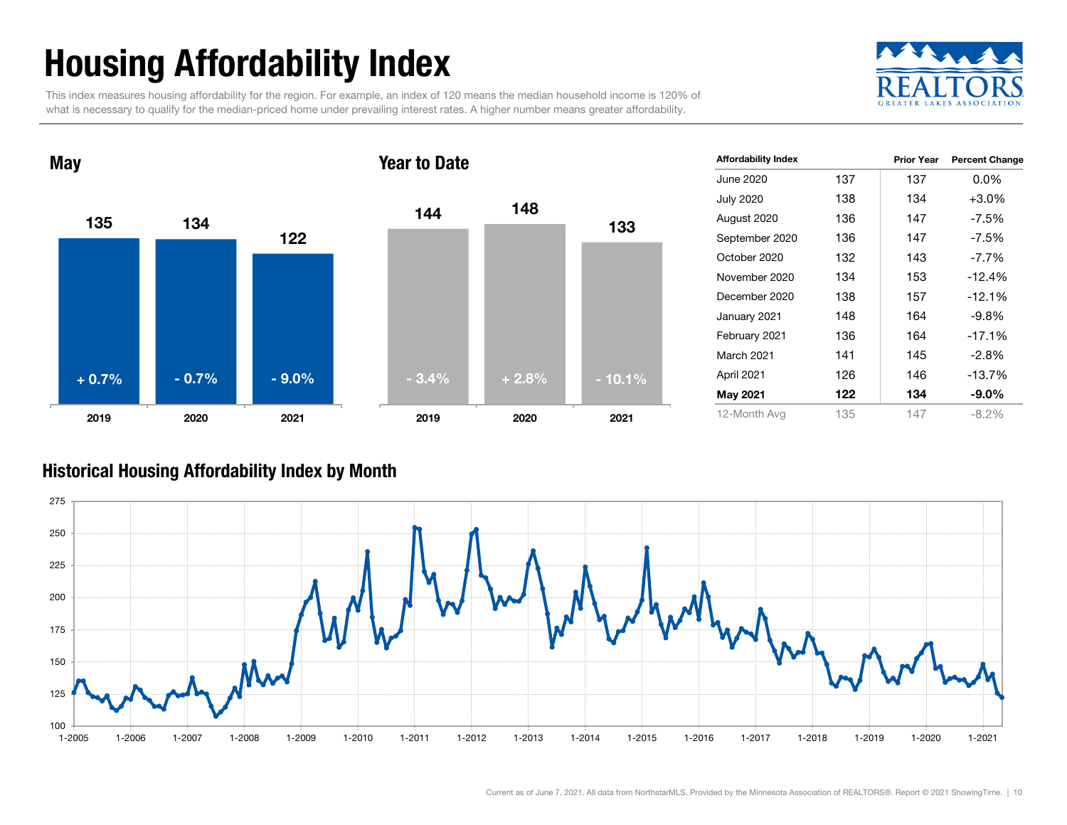# Housing Affordability Index

This index measures housing affordability for the region. For example, an index of 120 means the median household income is 120% of what is necessary to qualify for the median-priced home under prevailing interest rates. A higher number means greater affordability.

## May

| Year | Index | Change |
|---|---|---|
| 2019 | 135 | + 0.7% |
| 2020 | 134 | - 0.7% |
| 2021 | 122 | - 9.0% |

## Year to Date

| Year | Index | Change |
|---|---|---|
| 2019 | 144 | - 3.4% |
| 2020 | 148 | + 2.8% |
| 2021 | 133 | - 10.1% |

| Affordability Index | | Prior Year | Percent Change |
|---|---|---|---|
| June 2020 | 137 | 137 | 0.0% |
| July 2020 | 138 | 134 | +3.0% |
| August 2020 | 136 | 147 | -7.5% |
| September 2020 | 136 | 147 | -7.5% |
| October 2020 | 132 | 143 | -7.7% |
| November 2020 | 134 | 153 | -12.4% |
| December 2020 | 138 | 157 | -12.1% |
| January 2021 | 148 | 164 | -9.8% |
| February 2021 | 136 | 164 | -17.1% |
| March 2021 | 141 | 145 | -2.8% |
| April 2021 | 126 | 146 | -13.7% |
| **May 2021** | **122** | **134** | **-9.0%** |
| 12-Month Avg | 135 | 147 | -8.2% |

## Historical Housing Affordability Index by Month

Current as of June 7, 2021. All data from NorthstarMLS. Provided by the Minnesota Association of REALTORS®. Report © 2021 ShowingTime.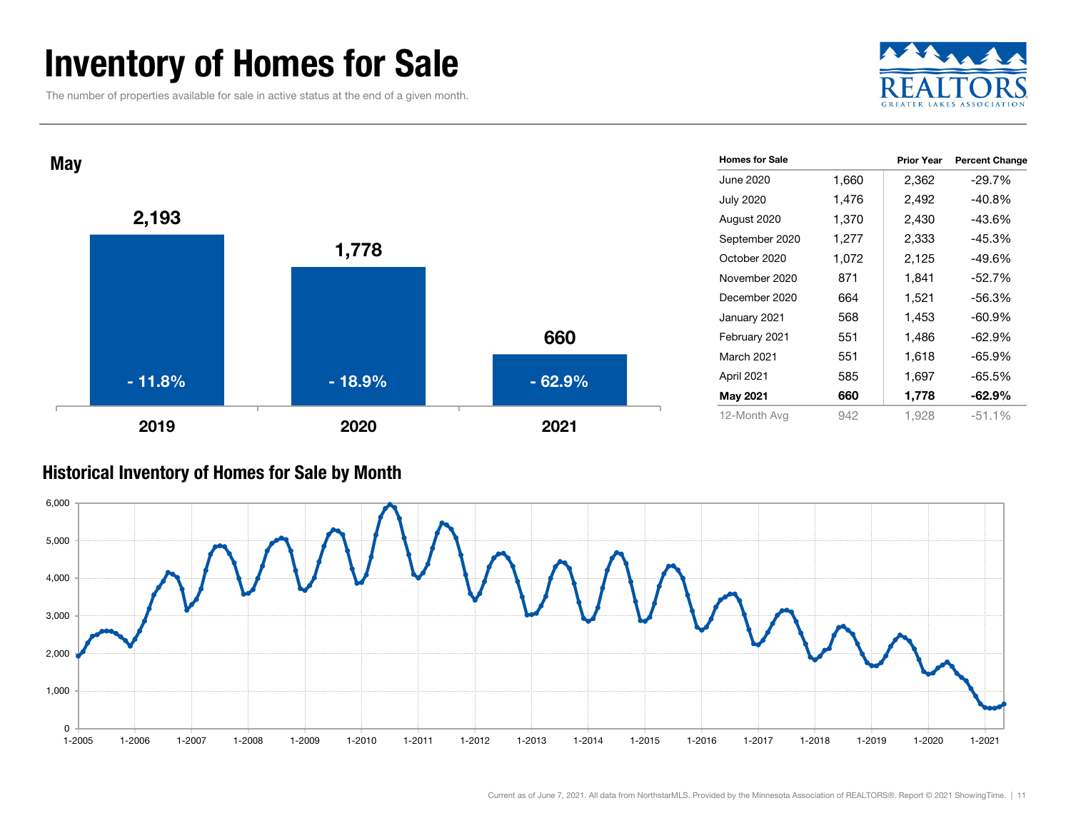# Inventory of Homes for Sale

The number of properties available for sale in active status at the end of a given month.

## May

| Year | Homes for Sale | Percent Change |
|---|---|---|
| 2019 | 2,193 | - 11.8% |
| 2020 | 1,778 | - 18.9% |
| 2021 | 660 | - 62.9% |

| Homes for Sale | | Prior Year | Percent Change |
|---|---|---|---|
| June 2020 | 1,660 | 2,362 | -29.7% |
| July 2020 | 1,476 | 2,492 | -40.8% |
| August 2020 | 1,370 | 2,430 | -43.6% |
| September 2020 | 1,277 | 2,333 | -45.3% |
| October 2020 | 1,072 | 2,125 | -49.6% |
| November 2020 | 871 | 1,841 | -52.7% |
| December 2020 | 664 | 1,521 | -56.3% |
| January 2021 | 568 | 1,453 | -60.9% |
| February 2021 | 551 | 1,486 | -62.9% |
| March 2021 | 551 | 1,618 | -65.9% |
| April 2021 | 585 | 1,697 | -65.5% |
| **May 2021** | **660** | **1,778** | **-62.9%** |
| 12-Month Avg | 942 | 1,928 | -51.1% |

## Historical Inventory of Homes for Sale by Month

Current as of June 7, 2021. All data from NorthstarMLS. Provided by the Minnesota Association of REALTORS®. Report © 2021 ShowingTime.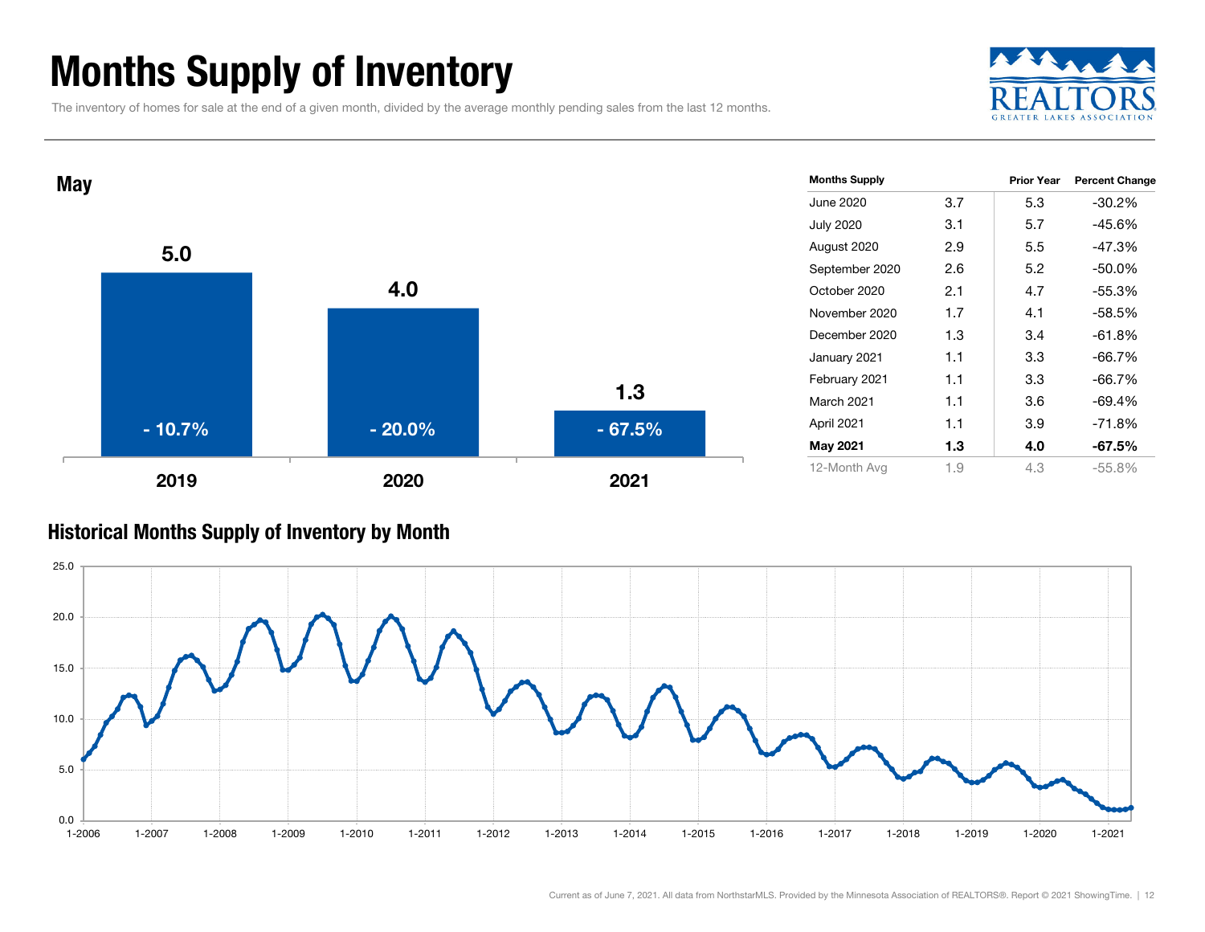# Months Supply of Inventory

The inventory of homes for sale at the end of a given month, divided by the average monthly pending sales from the last 12 months.

## May

| | 2019 | 2020 | 2021 |
|---|---|---|---|
| Months Supply | 5.0 | 4.0 | 1.3 |
| Change | - 10.7% | - 20.0% | - 67.5% |

| Months Supply | | Prior Year | Percent Change |
|---|---|---|---|
| June 2020 | 3.7 | 5.3 | -30.2% |
| July 2020 | 3.1 | 5.7 | -45.6% |
| August 2020 | 2.9 | 5.5 | -47.3% |
| September 2020 | 2.6 | 5.2 | -50.0% |
| October 2020 | 2.1 | 4.7 | -55.3% |
| November 2020 | 1.7 | 4.1 | -58.5% |
| December 2020 | 1.3 | 3.4 | -61.8% |
| January 2021 | 1.1 | 3.3 | -66.7% |
| February 2021 | 1.1 | 3.3 | -66.7% |
| March 2021 | 1.1 | 3.6 | -69.4% |
| April 2021 | 1.1 | 3.9 | -71.8% |
| **May 2021** | **1.3** | **4.0** | **-67.5%** |
| 12-Month Avg | 1.9 | 4.3 | -55.8% |

## Historical Months Supply of Inventory by Month

Current as of June 7, 2021. All data from NorthstarMLS. Provided by the Minnesota Association of REALTORS®. Report © 2021 ShowingTime.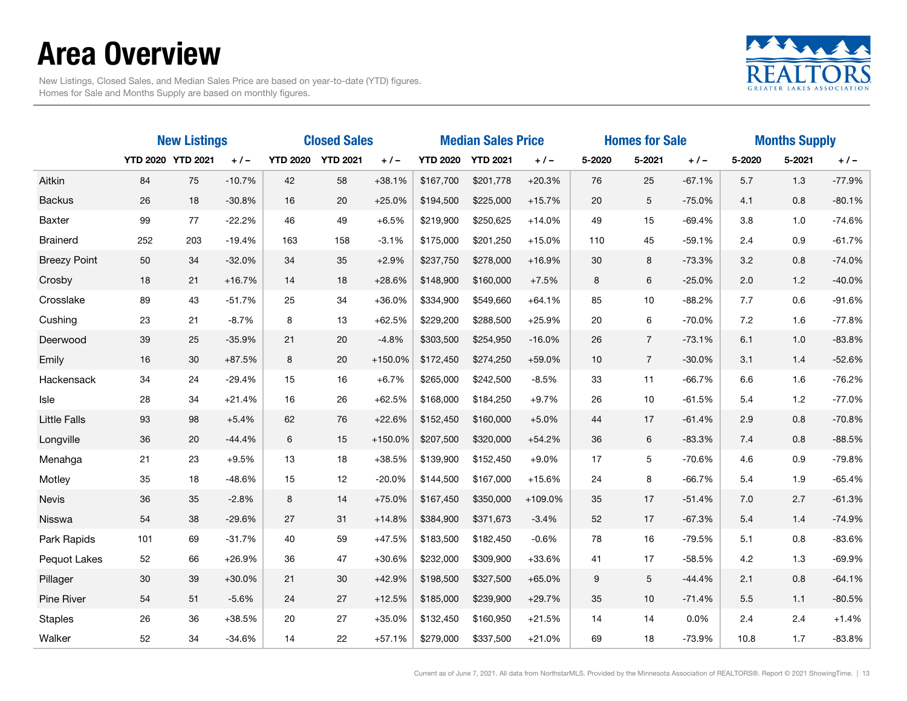# Area Overview

New Listings, Closed Sales, and Median Sales Price are based on year-to-date (YTD) figures.
Homes for Sale and Months Supply are based on monthly figures.

| | New Listings | | | Closed Sales | | | Median Sales Price | | | Homes for Sale | | | Months Supply | | |
|---|---|---|---|---|---|---|---|---|---|---|---|---|---|---|---|
| | YTD 2020 | YTD 2021 | + / – | YTD 2020 | YTD 2021 | + / – | YTD 2020 | YTD 2021 | + / – | 5-2020 | 5-2021 | + / – | 5-2020 | 5-2021 | + / – |
| Aitkin | 84 | 75 | -10.7% | 42 | 58 | +38.1% | $167,700 | $201,778 | +20.3% | 76 | 25 | -67.1% | 5.7 | 1.3 | -77.9% |
| Backus | 26 | 18 | -30.8% | 16 | 20 | +25.0% | $194,500 | $225,000 | +15.7% | 20 | 5 | -75.0% | 4.1 | 0.8 | -80.1% |
| Baxter | 99 | 77 | -22.2% | 46 | 49 | +6.5% | $219,900 | $250,625 | +14.0% | 49 | 15 | -69.4% | 3.8 | 1.0 | -74.6% |
| Brainerd | 252 | 203 | -19.4% | 163 | 158 | -3.1% | $175,000 | $201,250 | +15.0% | 110 | 45 | -59.1% | 2.4 | 0.9 | -61.7% |
| Breezy Point | 50 | 34 | -32.0% | 34 | 35 | +2.9% | $237,750 | $278,000 | +16.9% | 30 | 8 | -73.3% | 3.2 | 0.8 | -74.0% |
| Crosby | 18 | 21 | +16.7% | 14 | 18 | +28.6% | $148,900 | $160,000 | +7.5% | 8 | 6 | -25.0% | 2.0 | 1.2 | -40.0% |
| Crosslake | 89 | 43 | -51.7% | 25 | 34 | +36.0% | $334,900 | $549,660 | +64.1% | 85 | 10 | -88.2% | 7.7 | 0.6 | -91.6% |
| Cushing | 23 | 21 | -8.7% | 8 | 13 | +62.5% | $229,200 | $288,500 | +25.9% | 20 | 6 | -70.0% | 7.2 | 1.6 | -77.8% |
| Deerwood | 39 | 25 | -35.9% | 21 | 20 | -4.8% | $303,500 | $254,950 | -16.0% | 26 | 7 | -73.1% | 6.1 | 1.0 | -83.8% |
| Emily | 16 | 30 | +87.5% | 8 | 20 | +150.0% | $172,450 | $274,250 | +59.0% | 10 | 7 | -30.0% | 3.1 | 1.4 | -52.6% |
| Hackensack | 34 | 24 | -29.4% | 15 | 16 | +6.7% | $265,000 | $242,500 | -8.5% | 33 | 11 | -66.7% | 6.6 | 1.6 | -76.2% |
| Isle | 28 | 34 | +21.4% | 16 | 26 | +62.5% | $168,000 | $184,250 | +9.7% | 26 | 10 | -61.5% | 5.4 | 1.2 | -77.0% |
| Little Falls | 93 | 98 | +5.4% | 62 | 76 | +22.6% | $152,450 | $160,000 | +5.0% | 44 | 17 | -61.4% | 2.9 | 0.8 | -70.8% |
| Longville | 36 | 20 | -44.4% | 6 | 15 | +150.0% | $207,500 | $320,000 | +54.2% | 36 | 6 | -83.3% | 7.4 | 0.8 | -88.5% |
| Menahga | 21 | 23 | +9.5% | 13 | 18 | +38.5% | $139,900 | $152,450 | +9.0% | 17 | 5 | -70.6% | 4.6 | 0.9 | -79.8% |
| Motley | 35 | 18 | -48.6% | 15 | 12 | -20.0% | $144,500 | $167,000 | +15.6% | 24 | 8 | -66.7% | 5.4 | 1.9 | -65.4% |
| Nevis | 36 | 35 | -2.8% | 8 | 14 | +75.0% | $167,450 | $350,000 | +109.0% | 35 | 17 | -51.4% | 7.0 | 2.7 | -61.3% |
| Nisswa | 54 | 38 | -29.6% | 27 | 31 | +14.8% | $384,900 | $371,673 | -3.4% | 52 | 17 | -67.3% | 5.4 | 1.4 | -74.9% |
| Park Rapids | 101 | 69 | -31.7% | 40 | 59 | +47.5% | $183,500 | $182,450 | -0.6% | 78 | 16 | -79.5% | 5.1 | 0.8 | -83.6% |
| Pequot Lakes | 52 | 66 | +26.9% | 36 | 47 | +30.6% | $232,000 | $309,900 | +33.6% | 41 | 17 | -58.5% | 4.2 | 1.3 | -69.9% |
| Pillager | 30 | 39 | +30.0% | 21 | 30 | +42.9% | $198,500 | $327,500 | +65.0% | 9 | 5 | -44.4% | 2.1 | 0.8 | -64.1% |
| Pine River | 54 | 51 | -5.6% | 24 | 27 | +12.5% | $185,000 | $239,900 | +29.7% | 35 | 10 | -71.4% | 5.5 | 1.1 | -80.5% |
| Staples | 26 | 36 | +38.5% | 20 | 27 | +35.0% | $132,450 | $160,950 | +21.5% | 14 | 14 | 0.0% | 2.4 | 2.4 | +1.4% |
| Walker | 52 | 34 | -34.6% | 14 | 22 | +57.1% | $279,000 | $337,500 | +21.0% | 69 | 18 | -73.9% | 10.8 | 1.7 | -83.8% |

Current as of June 7, 2021. All data from NorthstarMLS. Provided by the Minnesota Association of REALTORS®. Report © 2021 ShowingTime.